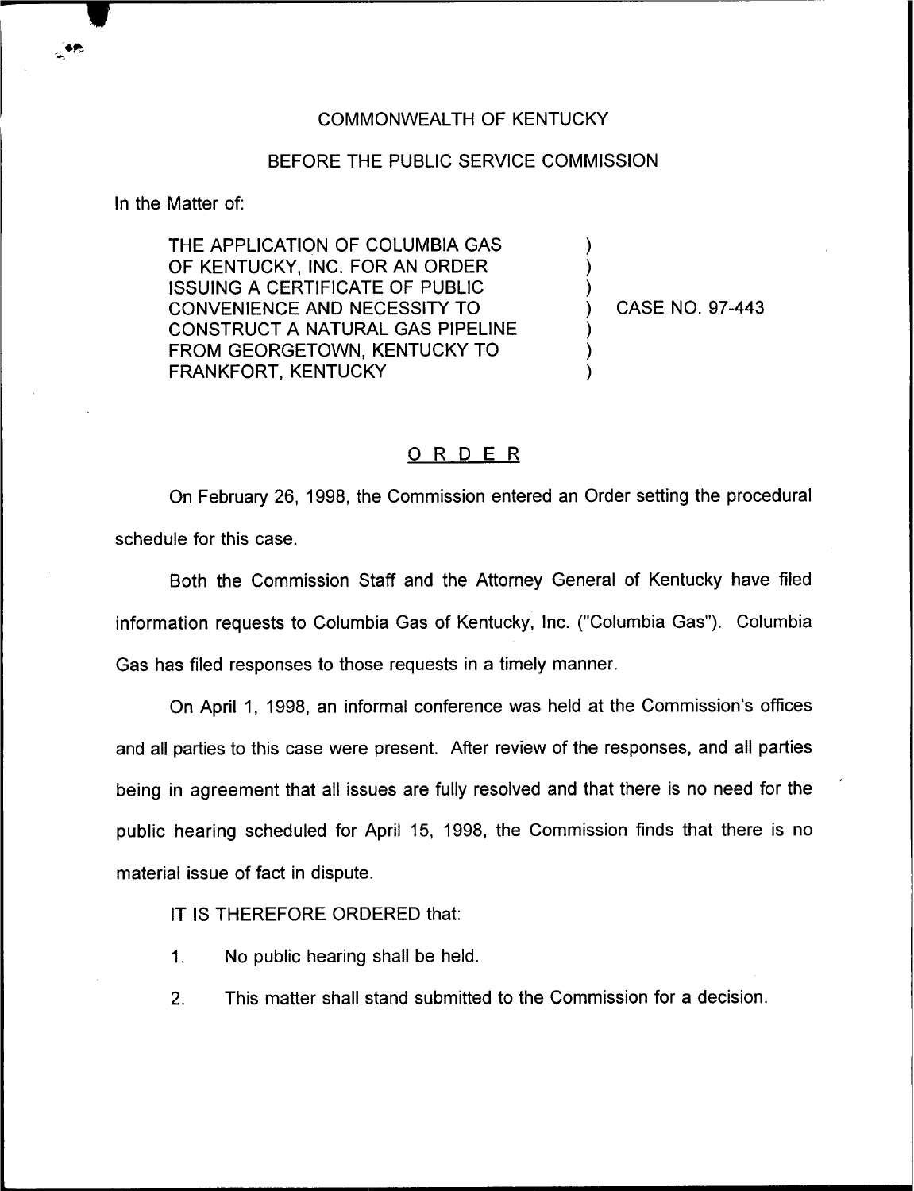COMMONWEALTH OF KENTUCKY

BEFORE THE PUBLIC SERVICE COMMISSION

In the Matter of:

THE APPLICATION OF COLUMBIA GAS OF KENTUCKY, INC. FOR AN ORDER ISSUING A CERTIFICATE OF PUBLIC CONVENIENCE AND NECESSITY TO CONSTRUCT A NATURAL GAS PIPELINE FROM GEORGETOWN, KENTUCKY TO FRANKFORT, KENTUCKY

) CASE NO. 97-443

## ORDER

On February 26, 1998, the Commission entered an Order setting the procedural schedule for this case.

Both the Commission Staff and the Attorney General of Kentucky have filed information requests to Columbia Gas of Kentucky, Inc. ("Columbia Gas"). Columbia Gas has filed responses to those requests in a timely manner.

On April 1, 1998, an informal conference was held at the Commission's offices and all parties to this case were present. After review of the responses, and all parties being in agreement that all issues are fully resolved and that there is no need for the public hearing scheduled for April 15, 1998, the Commission finds that there is no material issue of fact in dispute.

IT IS THEREFORE ORDERED that:

1. No public hearing shall be held.
2. This matter shall stand submitted to the Commission for a decision.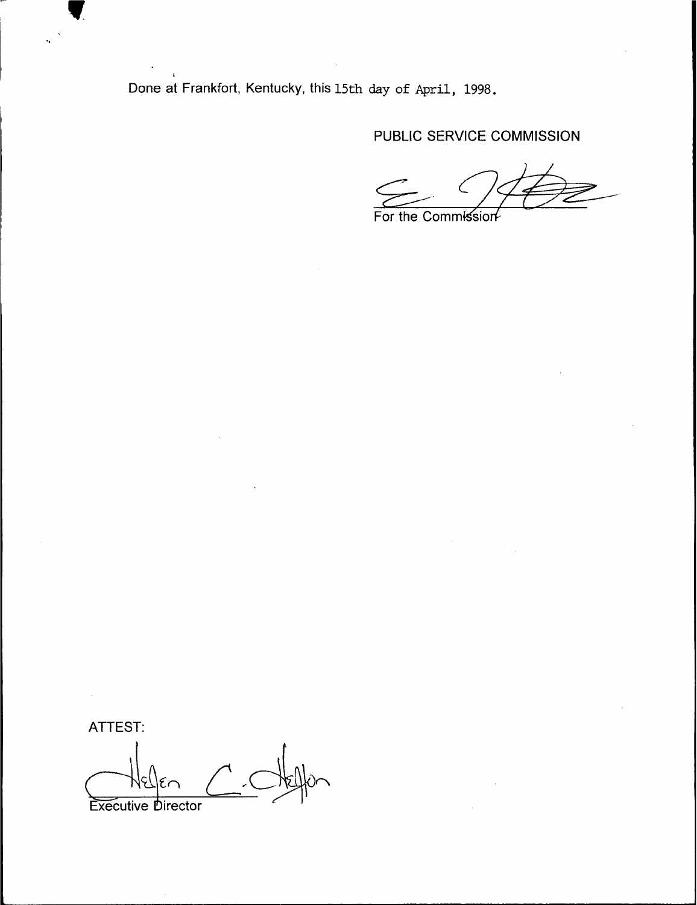Done at Frankfort, Kentucky, this 15th day of April, 1998.

PUBLIC SERVICE COMMISSION

For the Commission

ATTEST:

Executive Director